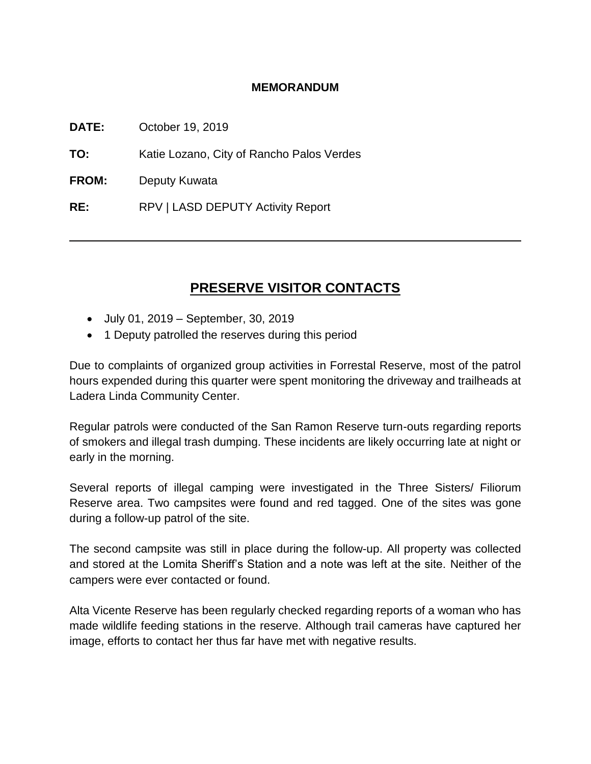**MEMORANDUM**

**DATE:** October 19, 2019

**TO:** Katie Lozano, City of Rancho Palos Verdes

**FROM:** Deputy Kuwata

**RE:** RPV | LASD DEPUTY Activity Report

---

## PRESERVE VISITOR CONTACTS

- July 01, 2019 – September, 30, 2019
- 1 Deputy patrolled the reserves during this period

Due to complaints of organized group activities in Forrestal Reserve, most of the patrol hours expended during this quarter were spent monitoring the driveway and trailheads at Ladera Linda Community Center.

Regular patrols were conducted of the San Ramon Reserve turn-outs regarding reports of smokers and illegal trash dumping. These incidents are likely occurring late at night or early in the morning.

Several reports of illegal camping were investigated in the Three Sisters/ Filiorum Reserve area. Two campsites were found and red tagged. One of the sites was gone during a follow-up patrol of the site.

The second campsite was still in place during the follow-up. All property was collected and stored at the Lomita Sheriff's Station and a note was left at the site. Neither of the campers were ever contacted or found.

Alta Vicente Reserve has been regularly checked regarding reports of a woman who has made wildlife feeding stations in the reserve. Although trail cameras have captured her image, efforts to contact her thus far have met with negative results.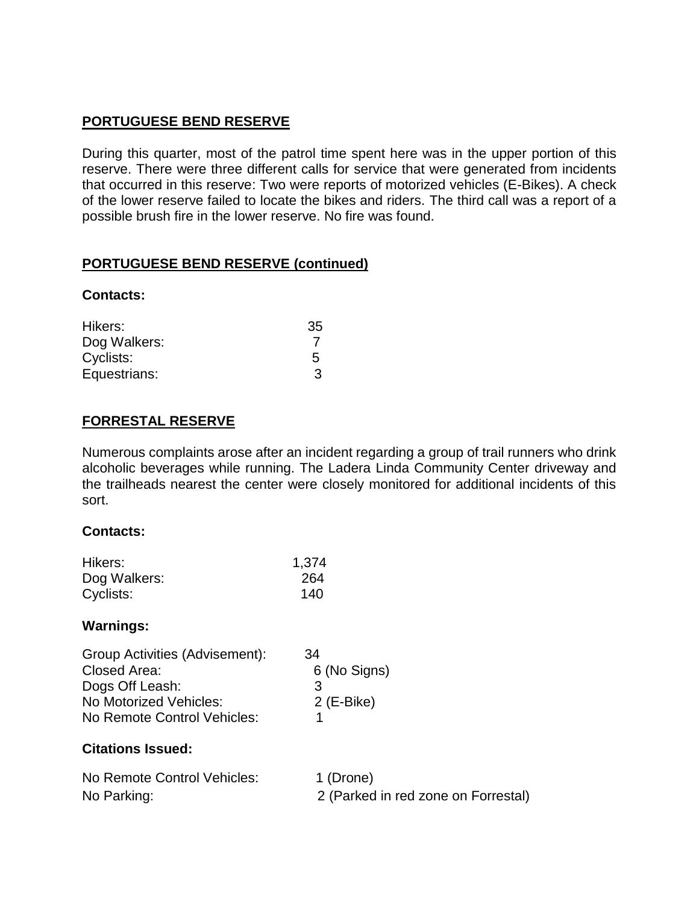**PORTUGUESE BEND RESERVE**

During this quarter, most of the patrol time spent here was in the upper portion of this reserve. There were three different calls for service that were generated from incidents that occurred in this reserve: Two were reports of motorized vehicles (E-Bikes). A check of the lower reserve failed to locate the bikes and riders. The third call was a report of a possible brush fire in the lower reserve. No fire was found.

**PORTUGUESE BEND RESERVE (continued)**

**Contacts:**

| | |
|---|---|
| Hikers: | 35 |
| Dog Walkers: | 7 |
| Cyclists: | 5 |
| Equestrians: | 3 |

**FORRESTAL RESERVE**

Numerous complaints arose after an incident regarding a group of trail runners who drink alcoholic beverages while running. The Ladera Linda Community Center driveway and the trailheads nearest the center were closely monitored for additional incidents of this sort.

**Contacts:**

| | |
|---|---|
| Hikers: | 1,374 |
| Dog Walkers: | 264 |
| Cyclists: | 140 |

**Warnings:**

| | |
|---|---|
| Group Activities (Advisement): | 34 |
| Closed Area: | 6 (No Signs) |
| Dogs Off Leash: | 3 |
| No Motorized Vehicles: | 2 (E-Bike) |
| No Remote Control Vehicles: | 1 |

**Citations Issued:**

| | |
|---|---|
| No Remote Control Vehicles: | 1 (Drone) |
| No Parking: | 2 (Parked in red zone on Forrestal) |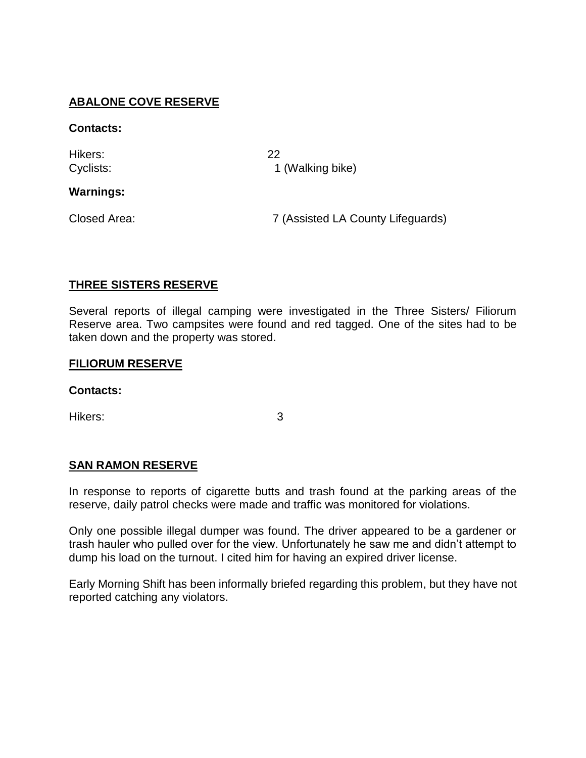## ABALONE COVE RESERVE

**Contacts:**

| | |
|---|---|
| Hikers: | 22 |
| Cyclists: | 1 (Walking bike) |

**Warnings:**

| | |
|---|---|
| Closed Area: | 7 (Assisted LA County Lifeguards) |

## THREE SISTERS RESERVE

Several reports of illegal camping were investigated in the Three Sisters/ Filiorum Reserve area. Two campsites were found and red tagged. One of the sites had to be taken down and the property was stored.

## FILIORUM RESERVE

**Contacts:**

| | |
|---|---|
| Hikers: | 3 |

## SAN RAMON RESERVE

In response to reports of cigarette butts and trash found at the parking areas of the reserve, daily patrol checks were made and traffic was monitored for violations.

Only one possible illegal dumper was found. The driver appeared to be a gardener or trash hauler who pulled over for the view. Unfortunately he saw me and didn't attempt to dump his load on the turnout. I cited him for having an expired driver license.

Early Morning Shift has been informally briefed regarding this problem, but they have not reported catching any violators.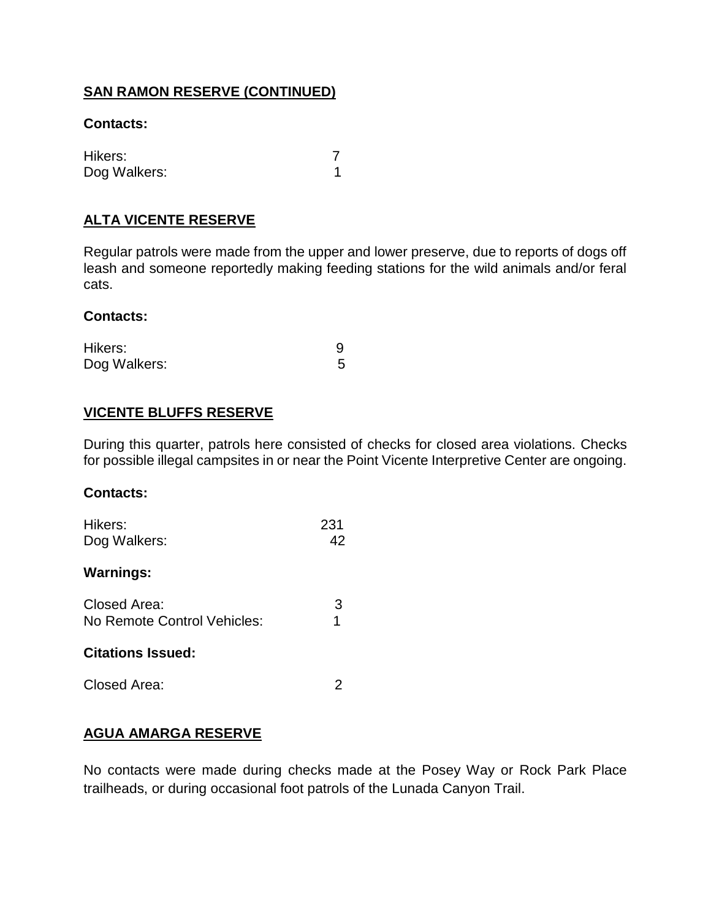## SAN RAMON RESERVE (CONTINUED)

**Contacts:**

| | |
|---|---|
| Hikers: | 7 |
| Dog Walkers: | 1 |

## ALTA VICENTE RESERVE

Regular patrols were made from the upper and lower preserve, due to reports of dogs off leash and someone reportedly making feeding stations for the wild animals and/or feral cats.

**Contacts:**

| | |
|---|---|
| Hikers: | 9 |
| Dog Walkers: | 5 |

## VICENTE BLUFFS RESERVE

During this quarter, patrols here consisted of checks for closed area violations. Checks for possible illegal campsites in or near the Point Vicente Interpretive Center are ongoing.

**Contacts:**

| | |
|---|---|
| Hikers: | 231 |
| Dog Walkers: | 42 |

**Warnings:**

| | |
|---|---|
| Closed Area: | 3 |
| No Remote Control Vehicles: | 1 |

**Citations Issued:**

| | |
|---|---|
| Closed Area: | 2 |

## AGUA AMARGA RESERVE

No contacts were made during checks made at the Posey Way or Rock Park Place trailheads, or during occasional foot patrols of the Lunada Canyon Trail.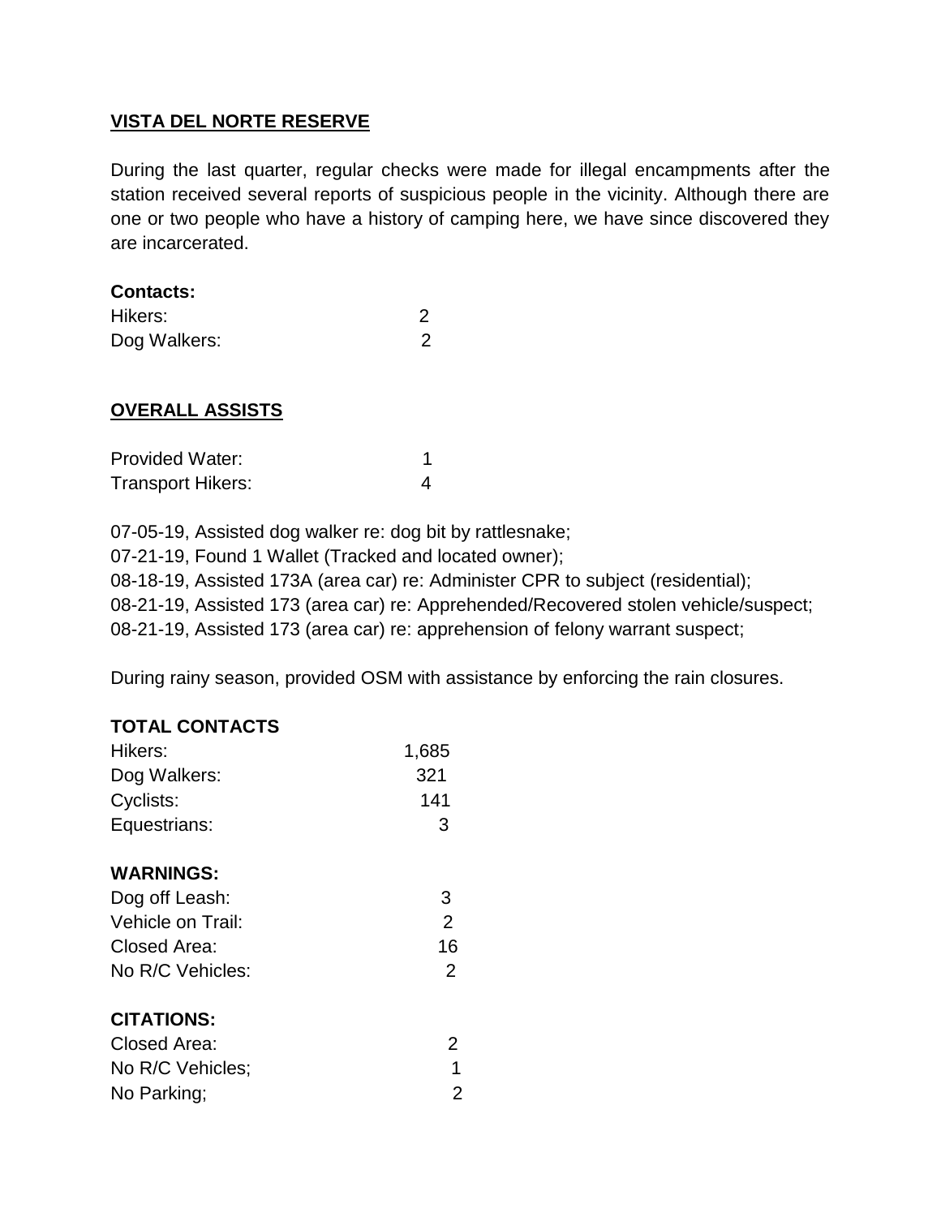**VISTA DEL NORTE RESERVE**

During the last quarter, regular checks were made for illegal encampments after the station received several reports of suspicious people in the vicinity. Although there are one or two people who have a history of camping here, we have since discovered they are incarcerated.

**Contacts:**

| | |
|---|---|
| Hikers: | 2 |
| Dog Walkers: | 2 |

**OVERALL ASSISTS**

| | |
|---|---|
| Provided Water: | 1 |
| Transport Hikers: | 4 |

07-05-19, Assisted dog walker re: dog bit by rattlesnake;
07-21-19, Found 1 Wallet (Tracked and located owner);
08-18-19, Assisted 173A (area car) re: Administer CPR to subject (residential);
08-21-19, Assisted 173 (area car) re: Apprehended/Recovered stolen vehicle/suspect;
08-21-19, Assisted 173 (area car) re: apprehension of felony warrant suspect;

During rainy season, provided OSM with assistance by enforcing the rain closures.

**TOTAL CONTACTS**

| | |
|---|---|
| Hikers: | 1,685 |
| Dog Walkers: | 321 |
| Cyclists: | 141 |
| Equestrians: | 3 |

**WARNINGS:**

| | |
|---|---|
| Dog off Leash: | 3 |
| Vehicle on Trail: | 2 |
| Closed Area: | 16 |
| No R/C Vehicles: | 2 |

**CITATIONS:**

| | |
|---|---|
| Closed Area: | 2 |
| No R/C Vehicles; | 1 |
| No Parking; | 2 |